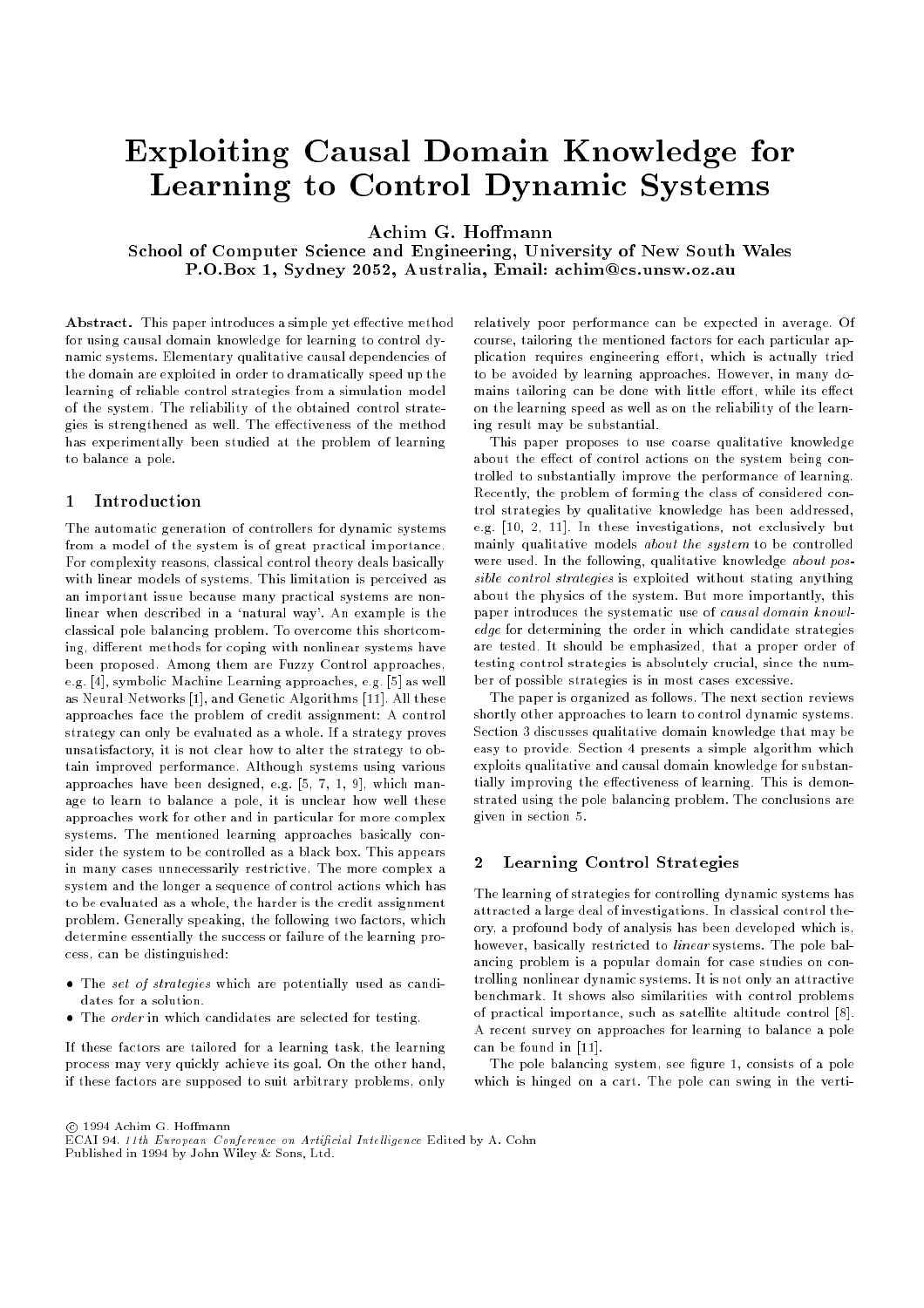# Exploiting Causal Domain Knowledge for Learning to Control Dynamic Systems

**Achim G. Hoffmann**

**School of Computer Science and Engineering, University of New South Wales P.O.Box 1, Sydney 2052, Australia, Email: achim@cs.unsw.oz.au**

**Abstract.** This paper introduces a simple yet effective method for using causal domain knowledge for learning to control dynamic systems. Elementary qualitative causal dependencies of the domain are exploited in order to dramatically speed up the learning of reliable control strategies from a simulation model of the system. The reliability of the obtained control strategies is strengthened as well. The effectiveness of the method has experimentally been studied at the problem of learning to balance a pole.

## 1 Introduction

The automatic generation of controllers for dynamic systems from a model of the system is of great practical importance. For complexity reasons, classical control theory deals basically with linear models of systems. This limitation is perceived as an important issue because many practical systems are nonlinear when described in a 'natural way'. An example is the classical pole balancing problem. To overcome this shortcoming, different methods for coping with nonlinear systems have been proposed. Among them are Fuzzy Control approaches, e.g. [4], symbolic Machine Learning approaches, e.g. [5] as well as Neural Networks [1], and Genetic Algorithms [11]. All these approaches face the problem of credit assignment: A control strategy can only be evaluated as a whole. If a strategy proves unsatisfactory, it is not clear how to alter the strategy to obtain improved performance. Although systems using various approaches have been designed, e.g. [5, 7, 1, 9], which manage to learn to balance a pole, it is unclear how well these approaches work for other and in particular for more complex systems. The mentioned learning approaches basically consider the system to be controlled as a black box. This appears in many cases unnecessarily restrictive. The more complex a system and the longer a sequence of control actions which has to be evaluated as a whole, the harder is the credit assignment problem. Generally speaking, the following two factors, which determine essentially the success or failure of the learning process, can be distinguished:

- The *set of strategies* which are potentially used as candidates for a solution.
- The *order* in which candidates are selected for testing.

If these factors are tailored for a learning task, the learning process may very quickly achieve its goal. On the other hand, if these factors are supposed to suit arbitrary problems, only relatively poor performance can be expected in average. Of course, tailoring the mentioned factors for each particular application requires engineering effort, which is actually tried to be avoided by learning approaches. However, in many domains tailoring can be done with little effort, while its effect on the learning speed as well as on the reliability of the learning result may be substantial.

This paper proposes to use coarse qualitative knowledge about the effect of control actions on the system being controlled to substantially improve the performance of learning. Recently, the problem of forming the class of considered control strategies by qualitative knowledge has been addressed, e.g. [10, 2, 11]. In these investigations, not exclusively but mainly qualitative models *about the system* to be controlled were used. In the following, qualitative knowledge *about possible control strategies* is exploited without stating anything about the physics of the system. But more importantly, this paper introduces the systematic use of *causal domain knowledge* for determining the order in which candidate strategies are tested. It should be emphasized, that a proper order of testing control strategies is absolutely crucial, since the number of possible strategies is in most cases excessive.

The paper is organized as follows. The next section reviews shortly other approaches to learn to control dynamic systems. Section 3 discusses qualitative domain knowledge that may be easy to provide. Section 4 presents a simple algorithm which exploits qualitative and causal domain knowledge for substantially improving the effectiveness of learning. This is demonstrated using the pole balancing problem. The conclusions are given in section 5.

## 2 Learning Control Strategies

The learning of strategies for controlling dynamic systems has attracted a large deal of investigations. In classical control theory, a profound body of analysis has been developed which is, however, basically restricted to *linear* systems. The pole balancing problem is a popular domain for case studies on controlling nonlinear dynamic systems. It is not only an attractive benchmark. It shows also similarities with control problems of practical importance, such as satellite altitude control [8]. A recent survey on approaches for learning to balance a pole can be found in [11].

The pole balancing system, see figure 1, consists of a pole which is hinged on a cart. The pole can swing in the verti-

© 1994 Achim G. Hoffmann
ECAI 94. *11th European Conference on Artificial Intelligence* Edited by A. Cohn
Published in 1994 by John Wiley & Sons, Ltd.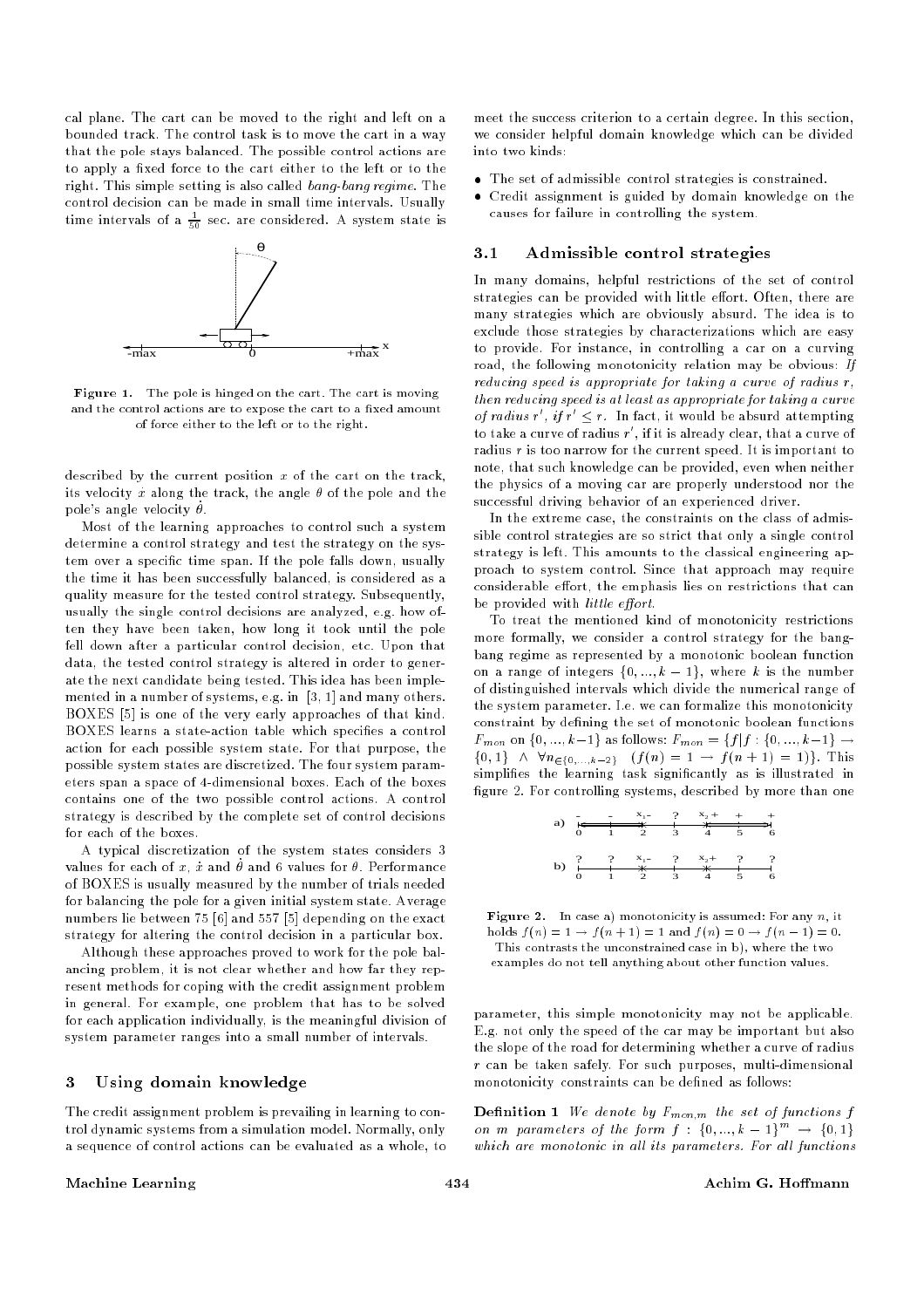cal plane. The cart can be moved to the right and left on a bounded track. The control task is to move the cart in a way that the pole stays balanced. The possible control actions are to apply a fixed force to the cart either to the left or to the right. This simple setting is also called *bang-bang regime*. The control decision can be made in small time intervals. Usually time intervals of a $\frac{1}{50}$ sec. are considered. A system state is

θ

-max 0 +max x

**Figure 1.** The pole is hinged on the cart. The cart is moving and the control actions are to expose the cart to a fixed amount of force either to the left or to the right.

described by the current position $x$ of the cart on the track, its velocity $\dot{x}$ along the track, the angle $\theta$ of the pole and the pole's angle velocity $\dot{\theta}$.

Most of the learning approaches to control such a system determine a control strategy and test the strategy on the system over a specific time span. If the pole falls down, usually the time it has been successfully balanced, is considered as a quality measure for the tested control strategy. Subsequently, usually the single control decisions are analyzed, e.g. how often they have been taken, how long it took until the pole fell down after a particular control decision, etc. Upon that data, the tested control strategy is altered in order to generate the next candidate being tested. This idea has been implemented in a number of systems, e.g. in [3, 1] and many others. BOXES [5] is one of the very early approaches of that kind. BOXES learns a state-action table which specifies a control action for each possible system state. For that purpose, the possible system states are discretized. The four system parameters span a space of 4-dimensional boxes. Each of the boxes contains one of the two possible control actions. A control strategy is described by the complete set of control decisions for each of the boxes.

A typical discretization of the system states considers 3 values for each of $x$, $\dot{x}$ and $\dot{\theta}$ and 6 values for $\theta$. Performance of BOXES is usually measured by the number of trials needed for balancing the pole for a given initial system state. Average numbers lie between 75 [6] and 557 [5] depending on the exact strategy for altering the control decision in a particular box.

Although these approaches proved to work for the pole balancing problem, it is not clear whether and how far they represent methods for coping with the credit assignment problem in general. For example, one problem that has to be solved for each application individually, is the meaningful division of system parameter ranges into a small number of intervals.

## 3 Using domain knowledge

The credit assignment problem is prevailing in learning to control dynamic systems from a simulation model. Normally, only a sequence of control actions can be evaluated as a whole, to meet the success criterion to a certain degree. In this section, we consider helpful domain knowledge which can be divided into two kinds:

- The set of admissible control strategies is constrained.
- Credit assignment is guided by domain knowledge on the causes for failure in controlling the system.

### 3.1 Admissible control strategies

In many domains, helpful restrictions of the set of control strategies can be provided with little effort. Often, there are many strategies which are obviously absurd. The idea is to exclude those strategies by characterizations which are easy to provide. For instance, in controlling a car on a curving road, the following monotonicity relation may be obvious: *If reducing speed is appropriate for taking a curve of radius $r$, then reducing speed is at least as appropriate for taking a curve of radius $r'$, if $r' \leq r$.* In fact, it would be absurd attempting to take a curve of radius $r'$, if it is already clear, that a curve of radius $r$ is too narrow for the current speed. It is important to note, that such knowledge can be provided, even when neither the physics of a moving car are properly understood nor the successful driving behavior of an experienced driver.

In the extreme case, the constraints on the class of admissible control strategies are so strict that only a single control strategy is left. This amounts to the classical engineering approach to system control. Since that approach may require considerable effort, the emphasis lies on restrictions that can be provided with *little effort*.

To treat the mentioned kind of monotonicity restrictions more formally, we consider a control strategy for the bang-bang regime as represented by a monotonic boolean function on a range of integers $\{0, ..., k-1\}$, where $k$ is the number of distinguished intervals which divide the numerical range of the system parameter. I.e. we can formalize this monotonicity constraint by defining the set of monotonic boolean functions $F_{mon}$ on $\{0, ..., k-1\}$ as follows: $F_{mon} = \{f | f : \{0, ..., k-1\} \rightarrow \{0, 1\} \ \wedge \ \forall n_{\in\{0,...,k-2\}} \ \ (f(n) = 1 \rightarrow f(n+1) = 1)\}$. This simplifies the learning task significantly as is illustrated in figure 2. For controlling systems, described by more than one

a) - - $x_1$- ? $x_2$+ + +
0 1 2 3 4 5 6

b) ? ? $x_1$- ? $x_2$+ ? ?
0 1 2 3 4 5 6

**Figure 2.** In case a) monotonicity is assumed: For any $n$, it holds $f(n) = 1 \rightarrow f(n+1) = 1$ and $f(n) = 0 \rightarrow f(n-1) = 0$. This contrasts the unconstrained case in b), where the two examples do not tell anything about other function values.

parameter, this simple monotonicity may not be applicable. E.g. not only the speed of the car may be important but also the slope of the road for determining whether a curve of radius $r$ can be taken safely. For such purposes, multi-dimensional monotonicity constraints can be defined as follows:

**Definition 1** *We denote by $F_{mon,m}$ the set of functions $f$ on $m$ parameters of the form $f : \{0, ..., k-1\}^m \rightarrow \{0, 1\}$ which are monotonic in all its parameters. For all functions*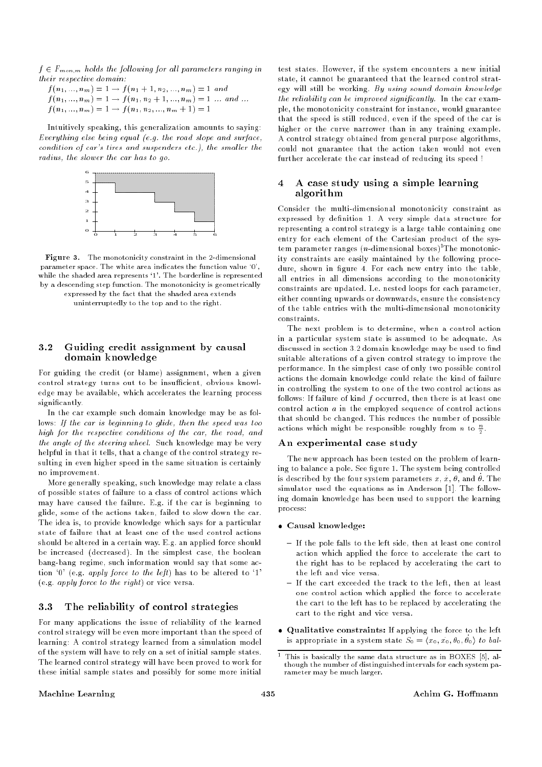$f \in F_{mon,m}$ *holds the following for all parameters ranging in their respective domain:*

$f(n_1, ..., n_m) = 1 \rightarrow f(n_1 + 1, n_2, ..., n_m) = 1$ *and*
$f(n_1, ..., n_m) = 1 \rightarrow f(n_1, n_2 + 1, ..., n_m) = 1$ *... and ...*
$f(n_1, n_2, ..., n_m) = 1 \rightarrow f(n_1, n_2, ..., n_m + 1) = 1$

Intuitively speaking, this generalization amounts to saying: *Everything else being equal (e.g. the road slope and surface, condition of car's tires and suspenders etc.), the smaller the radius, the slower the car has to go.*

6
5
4
3
2
1
0
0 1 2 3 4 5 6

**Figure 3.** The monotonicity constraint in the 2-dimensional parameter space. The white area indicates the function value '0', while the shaded area represents '1'. The borderline is represented by a descending step function. The monotonicity is geometrically expressed by the fact that the shaded area extends uninterruptedly to the top and to the right.

### 3.2 Guiding credit assignment by causal domain knowledge

For guiding the credit (or blame) assignment, when a given control strategy turns out to be insufficient, obvious knowledge may be available, which accelerates the learning process significantly.

In the car example such domain knowledge may be as follows: *If the car is beginning to glide, then the speed was too high for the respective conditions of the car, the road, and the angle of the steering wheel.* Such knowledge may be very helpful in that it tells, that a change of the control strategy resulting in even higher speed in the same situation is certainly no improvement.

More generally speaking, such knowledge may relate a class of possible states of failure to a class of control actions which may have caused the failure. E.g. if the car is beginning to glide, some of the actions taken, failed to slow down the car. The idea is, to provide knowledge which says for a particular state of failure that at least one of the used control actions should be altered in a certain way. E.g. an applied force should be increased (decreased). In the simplest case, the boolean bang-bang regime, such information would say that some action '0' (e.g. *apply force to the left*) has to be altered to '1' (e.g. *apply force to the right*) or vice versa.

### 3.3 The reliability of control strategies

For many applications the issue of reliability of the learned control strategy will be even more important than the speed of learning: A control strategy learned from a simulation model of the system will have to rely on a set of initial sample states. The learned control strategy will have been proved to work for these initial sample states and possibly for some more initial test states. However, if the system encounters a new initial state, it cannot be guaranteed that the learned control strategy will still be working. *By using sound domain knowledge the reliability can be improved significantly.* In the car example, the monotonicity constraint for instance, would guarantee that the speed is still reduced, even if the speed of the car is higher or the curve narrower than in any training example. A control strategy obtained from general purpose algorithms, could not guarantee that the action taken would not even further accelerate the car instead of reducing its speed !

## 4 A case study using a simple learning algorithm

Consider the multi-dimensional monotonicity constraint as expressed by definition 1. A very simple data structure for representing a control strategy is a large table containing one entry for each element of the Cartesian product of the system parameter ranges ($n$-dimensional boxes)[1] The monotonicity constraints are easily maintained by the following procedure, shown in figure 4. For each new entry into the table, all entries in all dimensions according to the monotonicity constraints are updated. I.e. nested loops for each parameter, either counting upwards or downwards, ensure the consistency of the table entries with the multi-dimensional monotonicity constraints.

The next problem is to determine, when a control action in a particular system state is assumed to be adequate. As discussed in section 3.2 domain knowledge may be used to find suitable alterations of a given control strategy to improve the performance. In the simplest case of only two possible control actions the domain knowledge could relate the kind of failure in controlling the system to one of the two control actions as follows: If failure of kind $f$ occurred, then there is at least one control action $a$ in the employed sequence of control actions that should be changed. This reduces the number of possible actions which might be responsible roughly from $n$ to $\frac{n}{2}$.

### An experimental case study

The new approach has been tested on the problem of learning to balance a pole. See figure 1. The system being controlled is described by the four system parameters $x$, $\dot{x}$, $\theta$, and $\dot{\theta}$. The simulator used the equations as in Anderson [1]. The following domain knowledge has been used to support the learning process:

- **Causal knowledge:**
  - If the pole falls to the left side, then at least one control action which applied the force to accelerate the cart to the right has to be replaced by accelerating the cart to the left and vice versa.
  - If the cart exceeded the track to the left, then at least one control action which applied the force to accelerate the cart to the left has to be replaced by accelerating the cart to the right and vice versa.
- **Qualitative constraints:** If applying the force to the left is appropriate in a system state $S_0 = \langle x_0, \dot{x}_0, \theta_0, \dot{\theta}_0 \rangle$ to bal-

[1] This is basically the same data structure as in BOXES [5], although the number of distinguished intervals for each system parameter may be much larger.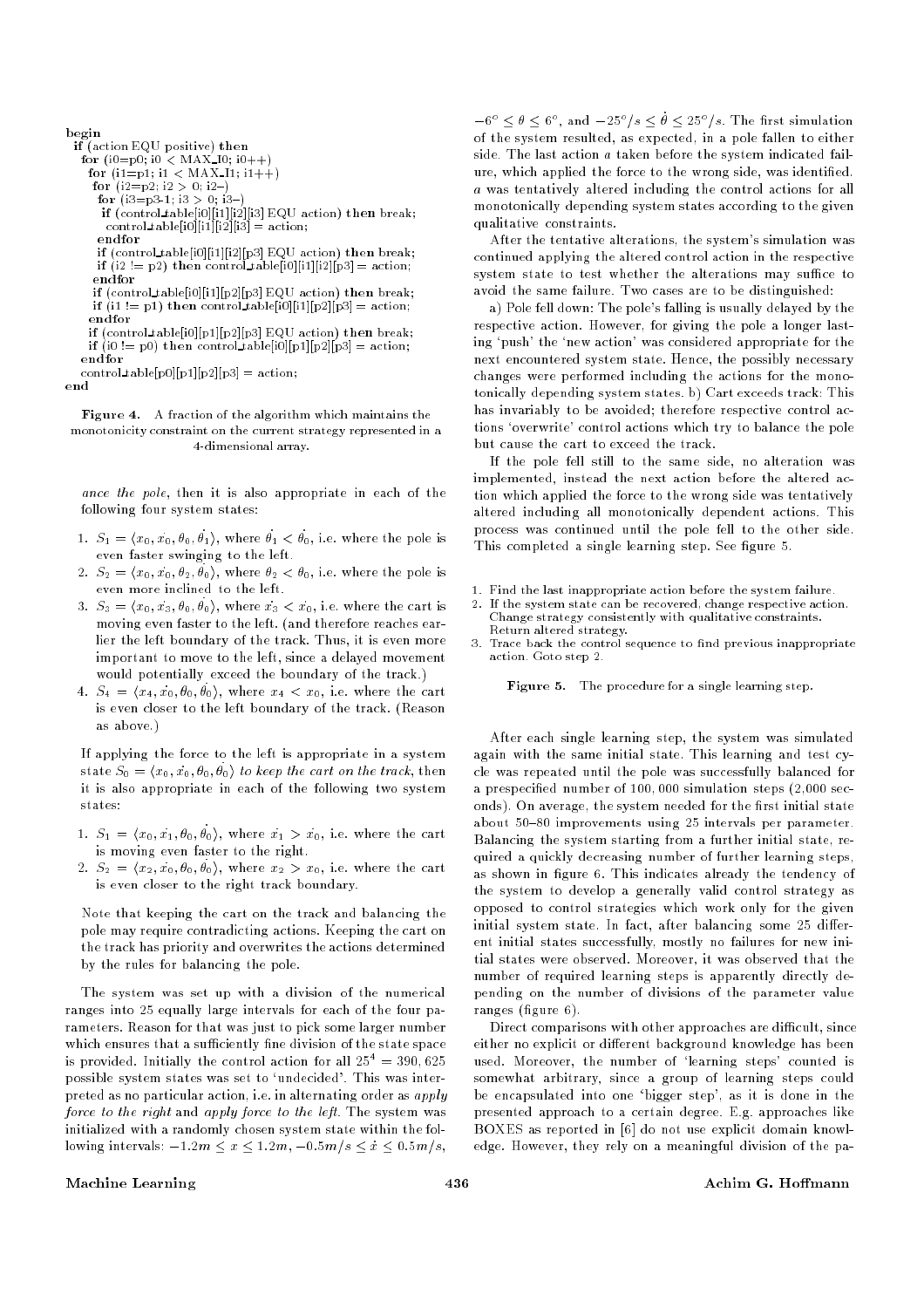```
begin
 if (action EQU positive) then
  for (i0=p0; i0 < MAX_I0; i0++)
   for (i1=p1; i1 < MAX_I1; i1++)
    for (i2=p2; i2 > 0; i2--)
     for (i3=p3-1; i3 > 0; i3--)
      if (control_table[i0][i1][i2][i3] EQU action) then break;
       control_table[i0][i1][i2][i3] = action;
     endfor
     if (control_table[i0][i1][i2][p3] EQU action) then break;
     if (i2 != p2) then control_table[i0][i1][i2][p3] = action;
    endfor
    if (control_table[i0][i1][p2][p3] EQU action) then break;
    if (i1 != p1) then control_table[i0][i1][p2][p3] = action;
   endfor
   if (control_table[i0][p1][p2][p3] EQU action) then break;
   if (i0 != p0) then control_table[i0][p1][p2][p3] = action;
  endfor
  control_table[p0][p1][p2][p3] = action;
end
```

**Figure 4.** A fraction of the algorithm which maintains the monotonicity constraint on the current strategy represented in a 4-dimensional array.

*ance the pole*, then it is also appropriate in each of the following four system states:

1. $S_1 = \langle x_0, \dot{x_0}, \theta_0, \dot{\theta_1} \rangle$, where $\dot{\theta_1} < \dot{\theta_0}$, i.e. where the pole is even faster swinging to the left.
2. $S_2 = \langle x_0, \dot{x_0}, \theta_2, \dot{\theta_0} \rangle$, where $\theta_2 < \theta_0$, i.e. where the pole is even more inclined to the left.
3. $S_3 = \langle x_0, \dot{x_3}, \theta_0, \dot{\theta_0} \rangle$, where $\dot{x_3} < \dot{x_0}$, i.e. where the cart is moving even faster to the left. (and therefore reaches earlier the left boundary of the track. Thus, it is even more important to move to the left, since a delayed movement would potentially exceed the boundary of the track.)
4. $S_4 = \langle x_4, \dot{x_0}, \theta_0, \dot{\theta_0} \rangle$, where $x_4 < x_0$, i.e. where the cart is even closer to the left boundary of the track. (Reason as above.)

If applying the force to the left is appropriate in a system state $S_0 = \langle x_0, \dot{x_0}, \theta_0, \dot{\theta_0} \rangle$ *to keep the cart on the track*, then it is also appropriate in each of the following two system states:

1. $S_1 = \langle x_0, \dot{x_1}, \theta_0, \dot{\theta_0} \rangle$, where $\dot{x_1} > \dot{x_0}$, i.e. where the cart is moving even faster to the right.
2. $S_2 = \langle x_2, \dot{x_0}, \theta_0, \dot{\theta_0} \rangle$, where $x_2 > x_0$, i.e. where the cart is even closer to the right track boundary.

Note that keeping the cart on the track and balancing the pole may require contradicting actions. Keeping the cart on the track has priority and overwrites the actions determined by the rules for balancing the pole.

The system was set up with a division of the numerical ranges into 25 equally large intervals for each of the four parameters. Reason for that was just to pick some larger number which ensures that a sufficiently fine division of the state space is provided. Initially the control action for all $25^4 = 390,625$ possible system states was set to 'undecided'. This was interpreted as no particular action, i.e. in alternating order as *apply force to the right* and *apply force to the left*. The system was initialized with a randomly chosen system state within the following intervals: $-1.2m \leq x \leq 1.2m$, $-0.5m/s \leq \dot{x} \leq 0.5m/s$, $-6^o \leq \theta \leq 6^o$, and $-25^o/s \leq \dot{\theta} \leq 25^o/s$. The first simulation of the system resulted, as expected, in a pole fallen to either side. The last action $a$ taken before the system indicated failure, which applied the force to the wrong side, was identified. $a$ was tentatively altered including the control actions for all monotonically depending system states according to the given qualitative constraints.

After the tentative alterations, the system's simulation was continued applying the altered control action in the respective system state to test whether the alterations may suffice to avoid the same failure. Two cases are to be distinguished:

a) Pole fell down: The pole's falling is usually delayed by the respective action. However, for giving the pole a longer lasting 'push' the 'new action' was considered appropriate for the next encountered system state. Hence, the possibly necessary changes were performed including the actions for the monotonically depending system states. b) Cart exceeds track: This has invariably to be avoided; therefore respective control actions 'overwrite' control actions which try to balance the pole but cause the cart to exceed the track.

If the pole fell still to the same side, no alteration was implemented, instead the next action before the altered action which applied the force to the wrong side was tentatively altered including all monotonically dependent actions. This process was continued until the pole fell to the other side. This completed a single learning step. See figure 5.

1. Find the last inappropriate action before the system failure.
2. If the system state can be recovered, change respective action. Change strategy consistently with qualitative constraints. Return altered strategy.
3. Trace back the control sequence to find previous inappropriate action. Goto step 2.

**Figure 5.** The procedure for a single learning step.

After each single learning step, the system was simulated again with the same initial state. This learning and test cycle was repeated until the pole was successfully balanced for a prespecified number of 100,000 simulation steps (2,000 seconds). On average, the system needed for the first initial state about 50–80 improvements using 25 intervals per parameter. Balancing the system starting from a further initial state, required a quickly decreasing number of further learning steps, as shown in figure 6. This indicates already the tendency of the system to develop a generally valid control strategy as opposed to control strategies which work only for the given initial system state. In fact, after balancing some 25 different initial states successfully, mostly no failures for new initial states were observed. Moreover, it was observed that the number of required learning steps is apparently directly depending on the number of divisions of the parameter value ranges (figure 6).

Direct comparisons with other approaches are difficult, since either no explicit or different background knowledge has been used. Moreover, the number of 'learning steps' counted is somewhat arbitrary, since a group of learning steps could be encapsulated into one 'bigger step', as it is done in the presented approach to a certain degree. E.g. approaches like BOXES as reported in [6] do not use explicit domain knowledge. However, they rely on a meaningful division of the pa-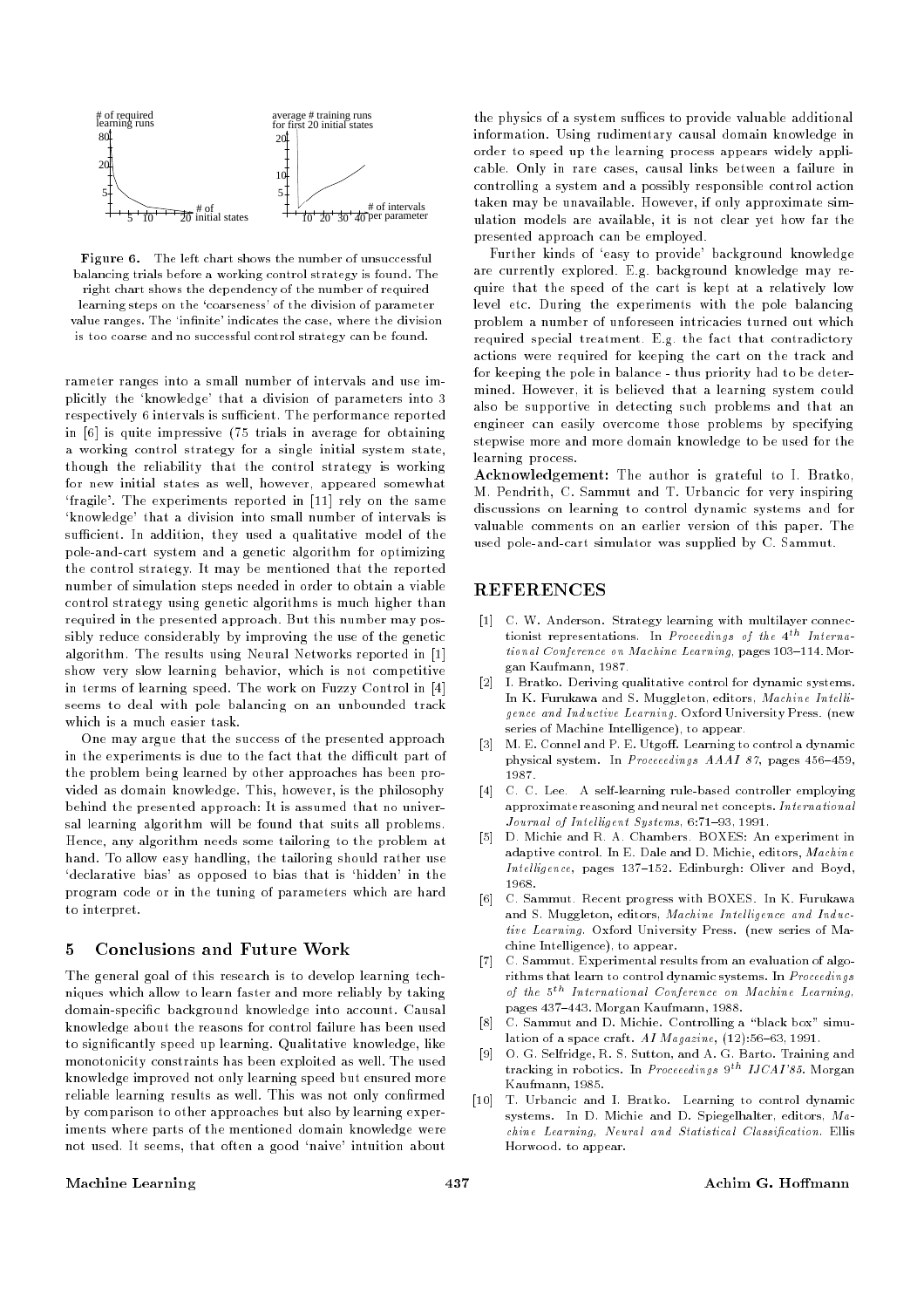# of required learning runs

80

20

5

5 10 20 # of initial states

average # training runs for first 20 initial states

20

10

5

10 20 30 40 # of intervals per parameter

**Figure 6.** The left chart shows the number of unsuccessful balancing trials before a working control strategy is found. The right chart shows the dependency of the number of required learning steps on the 'coarseness' of the division of parameter value ranges. The 'infinite' indicates the case, where the division is too coarse and no successful control strategy can be found.

rameter ranges into a small number of intervals and use implicitly the 'knowledge' that a division of parameters into 3 respectively 6 intervals is sufficient. The performance reported in [6] is quite impressive (75 trials in average for obtaining a working control strategy for a single initial system state, though the reliability that the control strategy is working for new initial states as well, however, appeared somewhat 'fragile'. The experiments reported in [11] rely on the same 'knowledge' that a division into small number of intervals is sufficient. In addition, they used a qualitative model of the pole-and-cart system and a genetic algorithm for optimizing the control strategy. It may be mentioned that the reported number of simulation steps needed in order to obtain a viable control strategy using genetic algorithms is much higher than required in the presented approach. But this number may possibly reduce considerably by improving the use of the genetic algorithm. The results using Neural Networks reported in [1] show very slow learning behavior, which is not competitive in terms of learning speed. The work on Fuzzy Control in [4] seems to deal with pole balancing on an unbounded track which is a much easier task.

One may argue that the success of the presented approach in the experiments is due to the fact that the difficult part of the problem being learned by other approaches has been provided as domain knowledge. This, however, is the philosophy behind the presented approach: It is assumed that no universal learning algorithm will be found that suits all problems. Hence, any algorithm needs some tailoring to the problem at hand. To allow easy handling, the tailoring should rather use 'declarative bias' as opposed to bias that is 'hidden' in the program code or in the tuning of parameters which are hard to interpret.

## 5 Conclusions and Future Work

The general goal of this research is to develop learning techniques which allow to learn faster and more reliably by taking domain-specific background knowledge into account. Causal knowledge about the reasons for control failure has been used to significantly speed up learning. Qualitative knowledge, like monotonicity constraints has been exploited as well. The used knowledge improved not only learning speed but ensured more reliable learning results as well. This was not only confirmed by comparison to other approaches but also by learning experiments where parts of the mentioned domain knowledge were not used. It seems, that often a good 'naive' intuition about the physics of a system suffices to provide valuable additional information. Using rudimentary causal domain knowledge in order to speed up the learning process appears widely applicable. Only in rare cases, causal links between a failure in controlling a system and a possibly responsible control action taken may be unavailable. However, if only approximate simulation models are available, it is not clear yet how far the presented approach can be employed.

Further kinds of 'easy to provide' background knowledge are currently explored. E.g. background knowledge may require that the speed of the cart is kept at a relatively low level etc. During the experiments with the pole balancing problem a number of unforeseen intricacies turned out which required special treatment. E.g. the fact that contradictory actions were required for keeping the cart on the track and for keeping the pole in balance - thus priority had to be determined. However, it is believed that a learning system could also be supportive in detecting such problems and that an engineer can easily overcome those problems by specifying stepwise more and more domain knowledge to be used for the learning process.

**Acknowledgement:** The author is grateful to I. Bratko, M. Pendrith, C. Sammut and T. Urbancic for very inspiring discussions on learning to control dynamic systems and for valuable comments on an earlier version of this paper. The used pole-and-cart simulator was supplied by C. Sammut.

## REFERENCES

[1] C. W. Anderson. Strategy learning with multilayer connectionist representations. In *Proceedings of the $4^{th}$ International Conference on Machine Learning*, pages 103–114. Morgan Kaufmann, 1987.

[2] I. Bratko. Deriving qualitative control for dynamic systems. In K. Furukawa and S. Muggleton, editors, *Machine Intelligence and Inductive Learning*. Oxford University Press. (new series of Machine Intelligence), to appear.

[3] M. E. Connel and P. E. Utgoff. Learning to control a dynamic physical system. In *Proceeedings AAAI 87*, pages 456–459, 1987.

[4] C. C. Lee. A self-learning rule-based controller employing approximate reasoning and neural net concepts. *International Journal of Intelligent Systems*, 6:71–93, 1991.

[5] D. Michie and R. A. Chambers. BOXES: An experiment in adaptive control. In E. Dale and D. Michie, editors, *Machine Intelligence*, pages 137–152. Edinburgh: Oliver and Boyd, 1968.

[6] C. Sammut. Recent progress with BOXES. In K. Furukawa and S. Muggleton, editors, *Machine Intelligence and Inductive Learning*. Oxford University Press. (new series of Machine Intelligence), to appear.

[7] C. Sammut. Experimental results from an evaluation of algorithms that learn to control dynamic systems. In *Proceedings of the $5^{th}$ International Conference on Machine Learning*, pages 437–443. Morgan Kaufmann, 1988.

[8] C. Sammut and D. Michie. Controlling a "black box" simulation of a space craft. *AI Magazine*, (12):56–63, 1991.

[9] O. G. Selfridge, R. S. Sutton, and A. G. Barto. Training and tracking in robotics. In *Proceeedings $9^{th}$ IJCAI'85*. Morgan Kaufmann, 1985.

[10] T. Urbancic and I. Bratko. Learning to control dynamic systems. In D. Michie and D. Spiegelhalter, editors, *Machine Learning, Neural and Statistical Classification*. Ellis Horwood. to appear.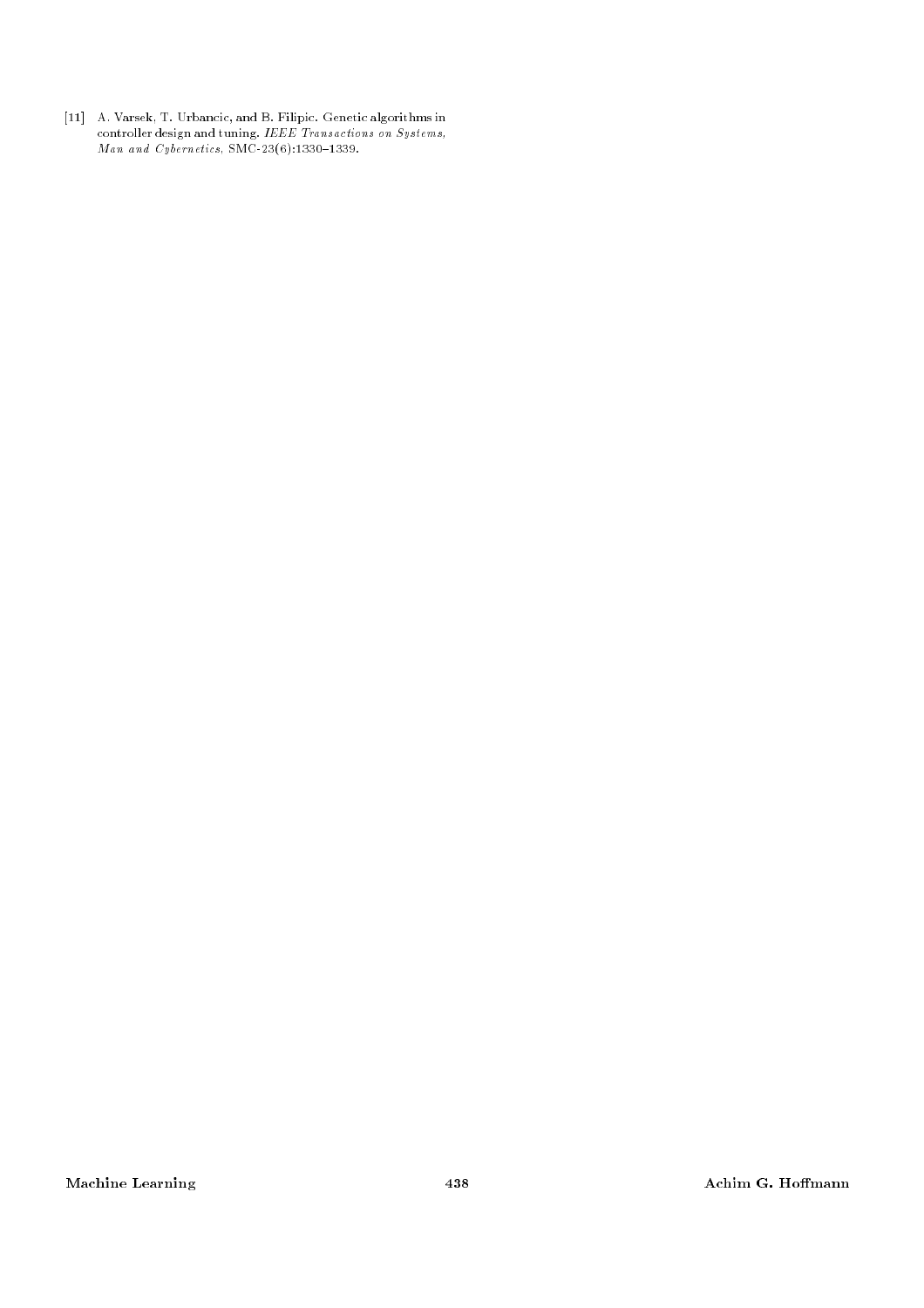[11] A. Varsek, T. Urbancic, and B. Filipic. Genetic algorithms in controller design and tuning. *IEEE Transactions on Systems, Man and Cybernetics*, SMC-23(6):1330–1339.